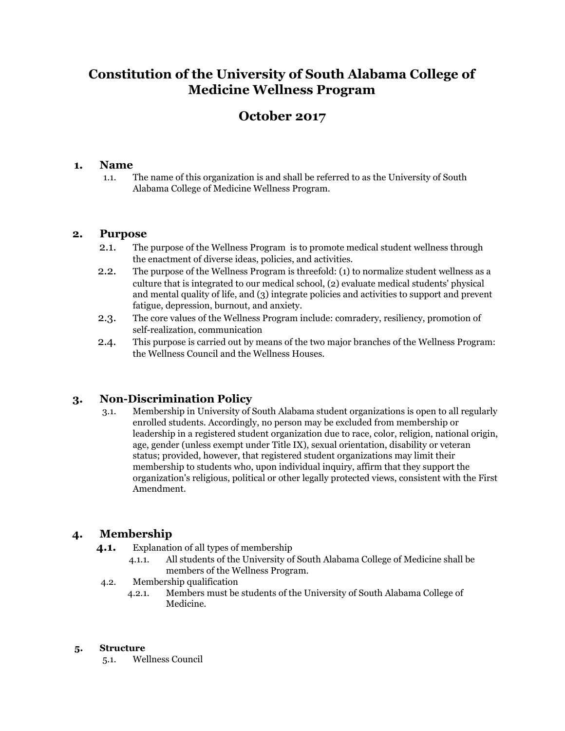# Constitution of the University of South Alabama College of Medicine Wellness Program

# October 2017

## 1. Name

1.1. The name of this organization is and shall be referred to as the University of South Alabama College of Medicine Wellness Program.

## 2. Purpose

2.1. The purpose of the Wellness Program is to promote medical student wellness through the enactment of diverse ideas, policies, and activities.

2.2. The purpose of the Wellness Program is threefold: (1) to normalize student wellness as a culture that is integrated to our medical school, (2) evaluate medical students' physical and mental quality of life, and (3) integrate policies and activities to support and prevent fatigue, depression, burnout, and anxiety.

2.3. The core values of the Wellness Program include: comradery, resiliency, promotion of self-realization, communication

2.4. This purpose is carried out by means of the two major branches of the Wellness Program: the Wellness Council and the Wellness Houses.

## 3. Non-Discrimination Policy

3.1. Membership in University of South Alabama student organizations is open to all regularly enrolled students. Accordingly, no person may be excluded from membership or leadership in a registered student organization due to race, color, religion, national origin, age, gender (unless exempt under Title IX), sexual orientation, disability or veteran status; provided, however, that registered student organizations may limit their membership to students who, upon individual inquiry, affirm that they support the organization's religious, political or other legally protected views, consistent with the First Amendment.

## 4. Membership

**4.1.** Explanation of all types of membership

- 4.1.1. All students of the University of South Alabama College of Medicine shall be members of the Wellness Program.

4.2. Membership qualification

- 4.2.1. Members must be students of the University of South Alabama College of Medicine.

## 5. Structure

5.1. Wellness Council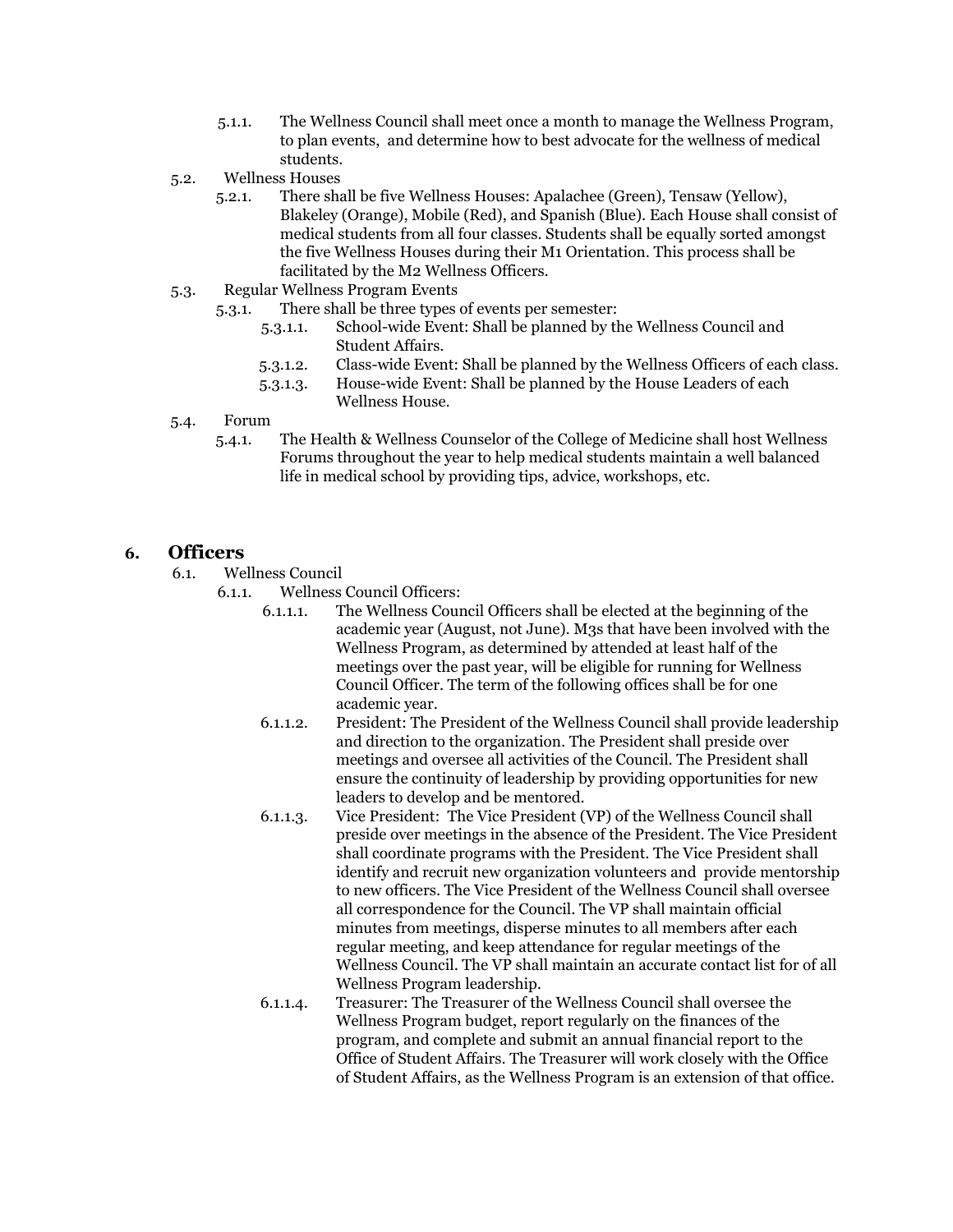- 5.1.1. The Wellness Council shall meet once a month to manage the Wellness Program, to plan events, and determine how to best advocate for the wellness of medical students.
- 5.2. Wellness Houses
  - 5.2.1. There shall be five Wellness Houses: Apalachee (Green), Tensaw (Yellow), Blakeley (Orange), Mobile (Red), and Spanish (Blue). Each House shall consist of medical students from all four classes. Students shall be equally sorted amongst the five Wellness Houses during their M1 Orientation. This process shall be facilitated by the M2 Wellness Officers.
- 5.3. Regular Wellness Program Events
  - 5.3.1. There shall be three types of events per semester:
    - 5.3.1.1. School-wide Event: Shall be planned by the Wellness Council and Student Affairs.
    - 5.3.1.2. Class-wide Event: Shall be planned by the Wellness Officers of each class.
    - 5.3.1.3. House-wide Event: Shall be planned by the House Leaders of each Wellness House.
- 5.4. Forum
  - 5.4.1. The Health & Wellness Counselor of the College of Medicine shall host Wellness Forums throughout the year to help medical students maintain a well balanced life in medical school by providing tips, advice, workshops, etc.

## 6. Officers

- 6.1. Wellness Council
  - 6.1.1. Wellness Council Officers:
    - 6.1.1.1. The Wellness Council Officers shall be elected at the beginning of the academic year (August, not June). M3s that have been involved with the Wellness Program, as determined by attended at least half of the meetings over the past year, will be eligible for running for Wellness Council Officer. The term of the following offices shall be for one academic year.
    - 6.1.1.2. President: The President of the Wellness Council shall provide leadership and direction to the organization. The President shall preside over meetings and oversee all activities of the Council. The President shall ensure the continuity of leadership by providing opportunities for new leaders to develop and be mentored.
    - 6.1.1.3. Vice President: The Vice President (VP) of the Wellness Council shall preside over meetings in the absence of the President. The Vice President shall coordinate programs with the President. The Vice President shall identify and recruit new organization volunteers and provide mentorship to new officers. The Vice President of the Wellness Council shall oversee all correspondence for the Council. The VP shall maintain official minutes from meetings, disperse minutes to all members after each regular meeting, and keep attendance for regular meetings of the Wellness Council. The VP shall maintain an accurate contact list for of all Wellness Program leadership.
    - 6.1.1.4. Treasurer: The Treasurer of the Wellness Council shall oversee the Wellness Program budget, report regularly on the finances of the program, and complete and submit an annual financial report to the Office of Student Affairs. The Treasurer will work closely with the Office of Student Affairs, as the Wellness Program is an extension of that office.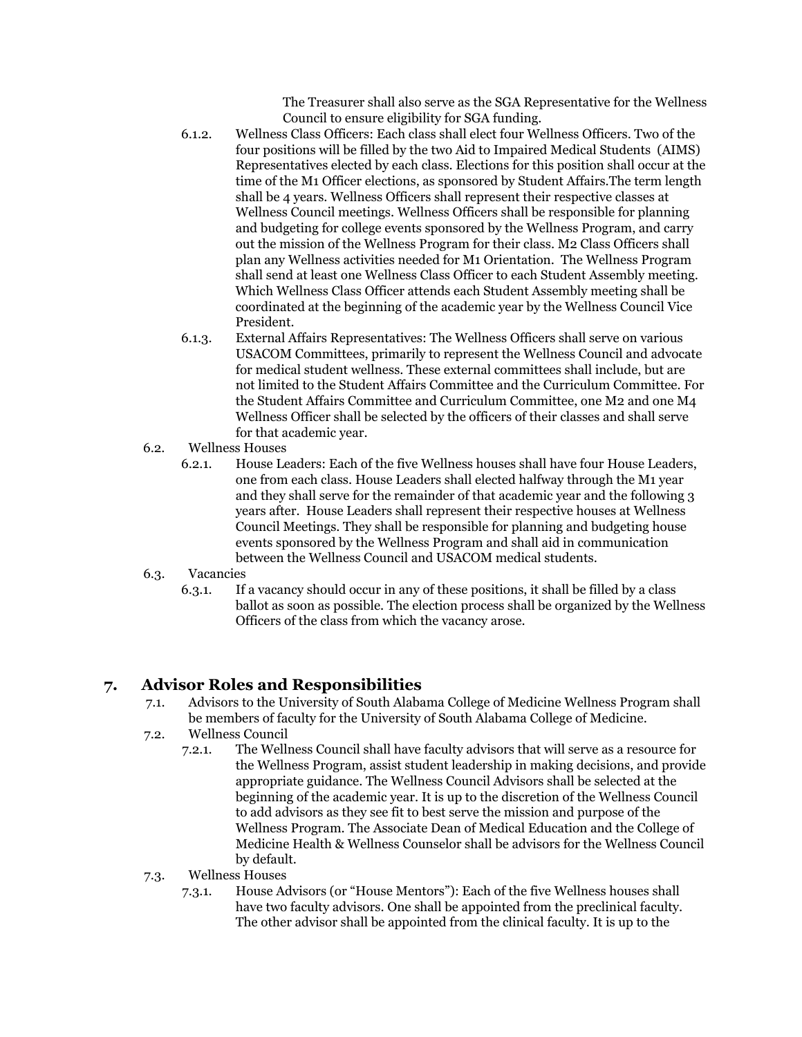The Treasurer shall also serve as the SGA Representative for the Wellness Council to ensure eligibility for SGA funding.

- 6.1.2. Wellness Class Officers: Each class shall elect four Wellness Officers. Two of the four positions will be filled by the two Aid to Impaired Medical Students (AIMS) Representatives elected by each class. Elections for this position shall occur at the time of the M1 Officer elections, as sponsored by Student Affairs.The term length shall be 4 years. Wellness Officers shall represent their respective classes at Wellness Council meetings. Wellness Officers shall be responsible for planning and budgeting for college events sponsored by the Wellness Program, and carry out the mission of the Wellness Program for their class. M2 Class Officers shall plan any Wellness activities needed for M1 Orientation. The Wellness Program shall send at least one Wellness Class Officer to each Student Assembly meeting. Which Wellness Class Officer attends each Student Assembly meeting shall be coordinated at the beginning of the academic year by the Wellness Council Vice President.
- 6.1.3. External Affairs Representatives: The Wellness Officers shall serve on various USACOM Committees, primarily to represent the Wellness Council and advocate for medical student wellness. These external committees shall include, but are not limited to the Student Affairs Committee and the Curriculum Committee. For the Student Affairs Committee and Curriculum Committee, one M2 and one M4 Wellness Officer shall be selected by the officers of their classes and shall serve for that academic year.

6.2. Wellness Houses

- 6.2.1. House Leaders: Each of the five Wellness houses shall have four House Leaders, one from each class. House Leaders shall elected halfway through the M1 year and they shall serve for the remainder of that academic year and the following 3 years after. House Leaders shall represent their respective houses at Wellness Council Meetings. They shall be responsible for planning and budgeting house events sponsored by the Wellness Program and shall aid in communication between the Wellness Council and USACOM medical students.

6.3. Vacancies

- 6.3.1. If a vacancy should occur in any of these positions, it shall be filled by a class ballot as soon as possible. The election process shall be organized by the Wellness Officers of the class from which the vacancy arose.

## 7. Advisor Roles and Responsibilities

7.1. Advisors to the University of South Alabama College of Medicine Wellness Program shall be members of faculty for the University of South Alabama College of Medicine.

7.2. Wellness Council

- 7.2.1. The Wellness Council shall have faculty advisors that will serve as a resource for the Wellness Program, assist student leadership in making decisions, and provide appropriate guidance. The Wellness Council Advisors shall be selected at the beginning of the academic year. It is up to the discretion of the Wellness Council to add advisors as they see fit to best serve the mission and purpose of the Wellness Program. The Associate Dean of Medical Education and the College of Medicine Health & Wellness Counselor shall be advisors for the Wellness Council by default.

7.3. Wellness Houses

- 7.3.1. House Advisors (or "House Mentors"): Each of the five Wellness houses shall have two faculty advisors. One shall be appointed from the preclinical faculty. The other advisor shall be appointed from the clinical faculty. It is up to the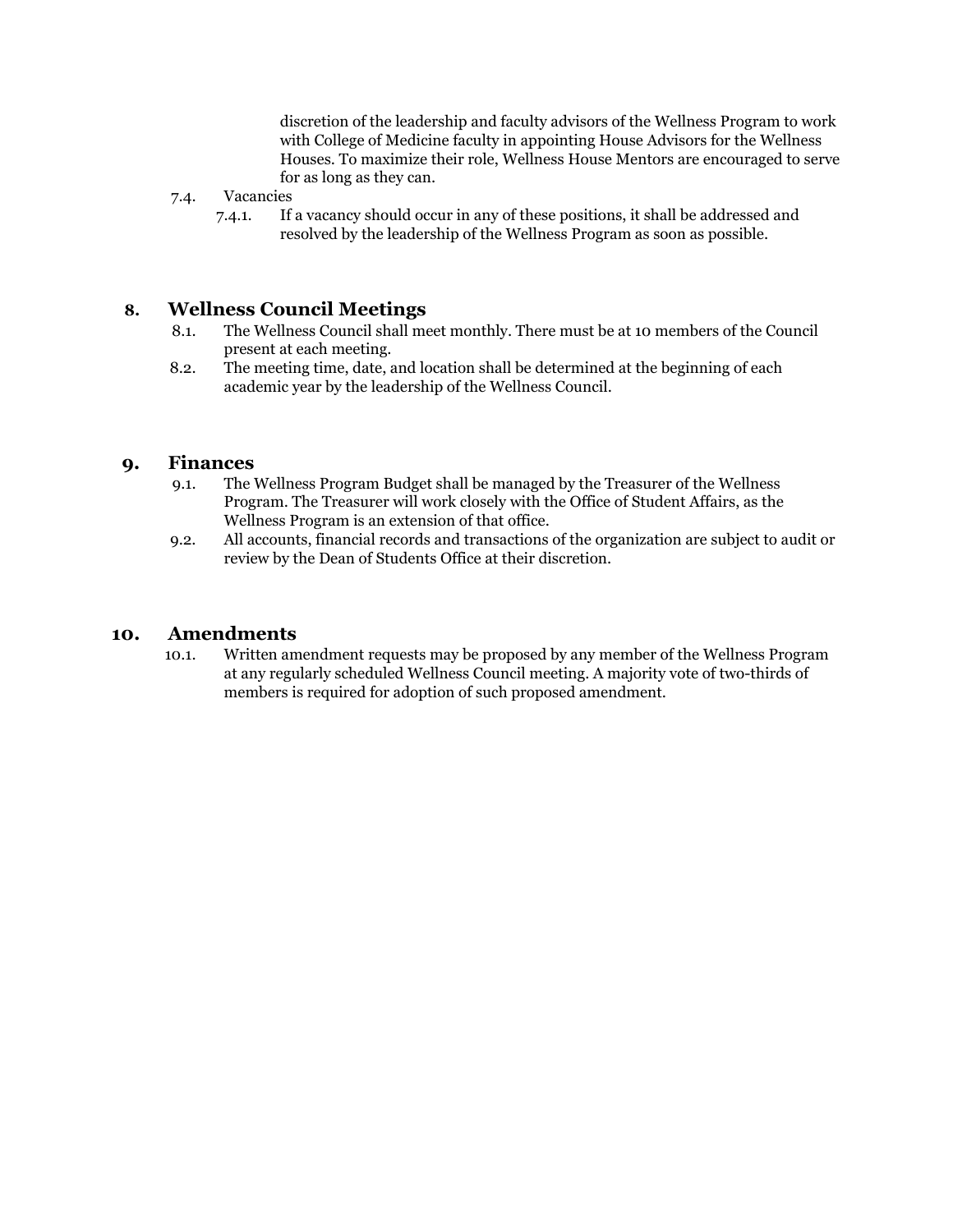discretion of the leadership and faculty advisors of the Wellness Program to work with College of Medicine faculty in appointing House Advisors for the Wellness Houses. To maximize their role, Wellness House Mentors are encouraged to serve for as long as they can.

7.4. Vacancies

7.4.1. If a vacancy should occur in any of these positions, it shall be addressed and resolved by the leadership of the Wellness Program as soon as possible.

## 8. Wellness Council Meetings

8.1. The Wellness Council shall meet monthly. There must be at 10 members of the Council present at each meeting.

8.2. The meeting time, date, and location shall be determined at the beginning of each academic year by the leadership of the Wellness Council.

## 9. Finances

9.1. The Wellness Program Budget shall be managed by the Treasurer of the Wellness Program. The Treasurer will work closely with the Office of Student Affairs, as the Wellness Program is an extension of that office.

9.2. All accounts, financial records and transactions of the organization are subject to audit or review by the Dean of Students Office at their discretion.

## 10. Amendments

10.1. Written amendment requests may be proposed by any member of the Wellness Program at any regularly scheduled Wellness Council meeting. A majority vote of two-thirds of members is required for adoption of such proposed amendment.